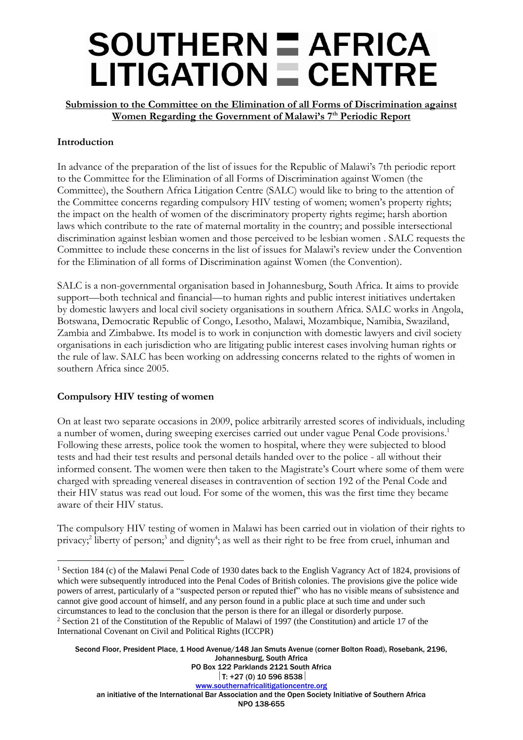# SOUTHERN AFRICA LITIGATION CENTRE

**Submission to the Committee on the Elimination of all Forms of Discrimination against Women Regarding the Government of Malawi's 7th Periodic Report**

## Introduction

In advance of the preparation of the list of issues for the Republic of Malawi's 7th periodic report to the Committee for the Elimination of all Forms of Discrimination against Women (the Committee), the Southern Africa Litigation Centre (SALC) would like to bring to the attention of the Committee concerns regarding compulsory HIV testing of women; women's property rights; the impact on the health of women of the discriminatory property rights regime; harsh abortion laws which contribute to the rate of maternal mortality in the country; and possible intersectional discrimination against lesbian women and those perceived to be lesbian women . SALC requests the Committee to include these concerns in the list of issues for Malawi's review under the Convention for the Elimination of all forms of Discrimination against Women (the Convention).

SALC is a non-governmental organisation based in Johannesburg, South Africa. It aims to provide support—both technical and financial—to human rights and public interest initiatives undertaken by domestic lawyers and local civil society organisations in southern Africa. SALC works in Angola, Botswana, Democratic Republic of Congo, Lesotho, Malawi, Mozambique, Namibia, Swaziland, Zambia and Zimbabwe. Its model is to work in conjunction with domestic lawyers and civil society organisations in each jurisdiction who are litigating public interest cases involving human rights or the rule of law. SALC has been working on addressing concerns related to the rights of women in southern Africa since 2005.

## Compulsory HIV testing of women

On at least two separate occasions in 2009, police arbitrarily arrested scores of individuals, including a number of women, during sweeping exercises carried out under vague Penal Code provisions.[1] Following these arrests, police took the women to hospital, where they were subjected to blood tests and had their test results and personal details handed over to the police - all without their informed consent. The women were then taken to the Magistrate's Court where some of them were charged with spreading venereal diseases in contravention of section 192 of the Penal Code and their HIV status was read out loud. For some of the women, this was the first time they became aware of their HIV status.

The compulsory HIV testing of women in Malawi has been carried out in violation of their rights to privacy;[2] liberty of person;[3] and dignity[4]; as well as their right to be free from cruel, inhuman and

---

[1] Section 184 (c) of the Malawi Penal Code of 1930 dates back to the English Vagrancy Act of 1824, provisions of which were subsequently introduced into the Penal Codes of British colonies. The provisions give the police wide powers of arrest, particularly of a "suspected person or reputed thief" who has no visible means of subsistence and cannot give good account of himself, and any person found in a public place at such time and under such circumstances to lead to the conclusion that the person is there for an illegal or disorderly purpose.

[2] Section 21 of the Constitution of the Republic of Malawi of 1997 (the Constitution) and article 17 of the International Covenant on Civil and Political Rights (ICCPR)

Second Floor, President Place, 1 Hood Avenue/148 Jan Smuts Avenue (corner Bolton Road), Rosebank, 2196, Johannesburg, South Africa
PO Box 122 Parklands 2121 South Africa
T: +27 (0) 10 596 8538
www.southernafricalitigationcentre.org
an initiative of the International Bar Association and the Open Society Initiative of Southern Africa
NPO 138-655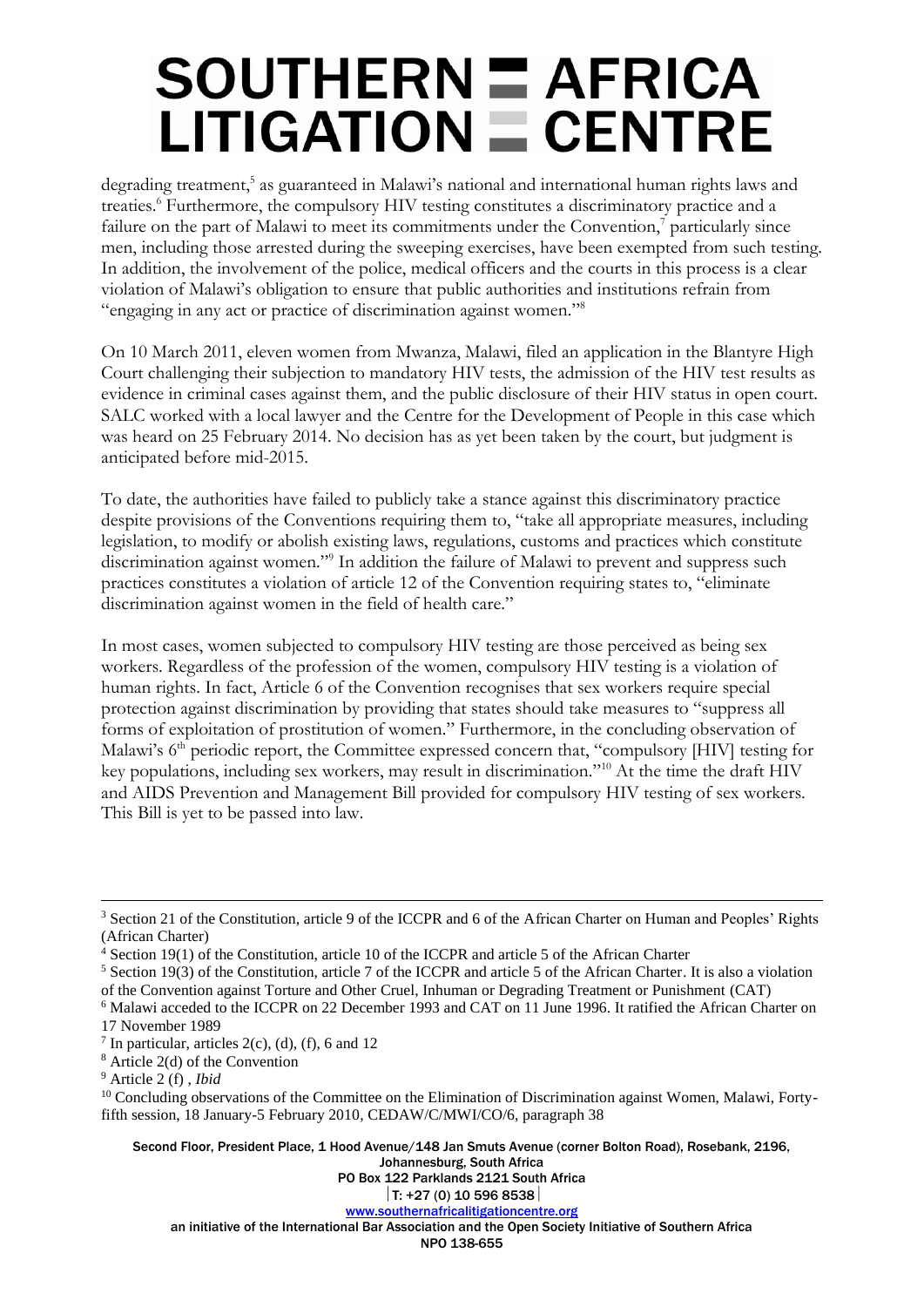degrading treatment,[5] as guaranteed in Malawi's national and international human rights laws and treaties.[6] Furthermore, the compulsory HIV testing constitutes a discriminatory practice and a failure on the part of Malawi to meet its commitments under the Convention,[7] particularly since men, including those arrested during the sweeping exercises, have been exempted from such testing. In addition, the involvement of the police, medical officers and the courts in this process is a clear violation of Malawi's obligation to ensure that public authorities and institutions refrain from "engaging in any act or practice of discrimination against women."[8]

On 10 March 2011, eleven women from Mwanza, Malawi, filed an application in the Blantyre High Court challenging their subjection to mandatory HIV tests, the admission of the HIV test results as evidence in criminal cases against them, and the public disclosure of their HIV status in open court. SALC worked with a local lawyer and the Centre for the Development of People in this case which was heard on 25 February 2014. No decision has as yet been taken by the court, but judgment is anticipated before mid-2015.

To date, the authorities have failed to publicly take a stance against this discriminatory practice despite provisions of the Conventions requiring them to, "take all appropriate measures, including legislation, to modify or abolish existing laws, regulations, customs and practices which constitute discrimination against women."[9] In addition the failure of Malawi to prevent and suppress such practices constitutes a violation of article 12 of the Convention requiring states to, "eliminate discrimination against women in the field of health care."

In most cases, women subjected to compulsory HIV testing are those perceived as being sex workers. Regardless of the profession of the women, compulsory HIV testing is a violation of human rights. In fact, Article 6 of the Convention recognises that sex workers require special protection against discrimination by providing that states should take measures to "suppress all forms of exploitation of prostitution of women." Furthermore, in the concluding observation of Malawi's 6th periodic report, the Committee expressed concern that, "compulsory [HIV] testing for key populations, including sex workers, may result in discrimination."[10] At the time the draft HIV and AIDS Prevention and Management Bill provided for compulsory HIV testing of sex workers. This Bill is yet to be passed into law.

---

[3] Section 21 of the Constitution, article 9 of the ICCPR and 6 of the African Charter on Human and Peoples' Rights (African Charter)

[4] Section 19(1) of the Constitution, article 10 of the ICCPR and article 5 of the African Charter

[5] Section 19(3) of the Constitution, article 7 of the ICCPR and article 5 of the African Charter. It is also a violation of the Convention against Torture and Other Cruel, Inhuman or Degrading Treatment or Punishment (CAT)

[6] Malawi acceded to the ICCPR on 22 December 1993 and CAT on 11 June 1996. It ratified the African Charter on 17 November 1989

[7] In particular, articles 2(c), (d), (f), 6 and 12

[8] Article 2(d) of the Convention

[9] Article 2 (f) , *Ibid*

[10] Concluding observations of the Committee on the Elimination of Discrimination against Women, Malawi, Forty-fifth session, 18 January-5 February 2010, CEDAW/C/MWI/CO/6, paragraph 38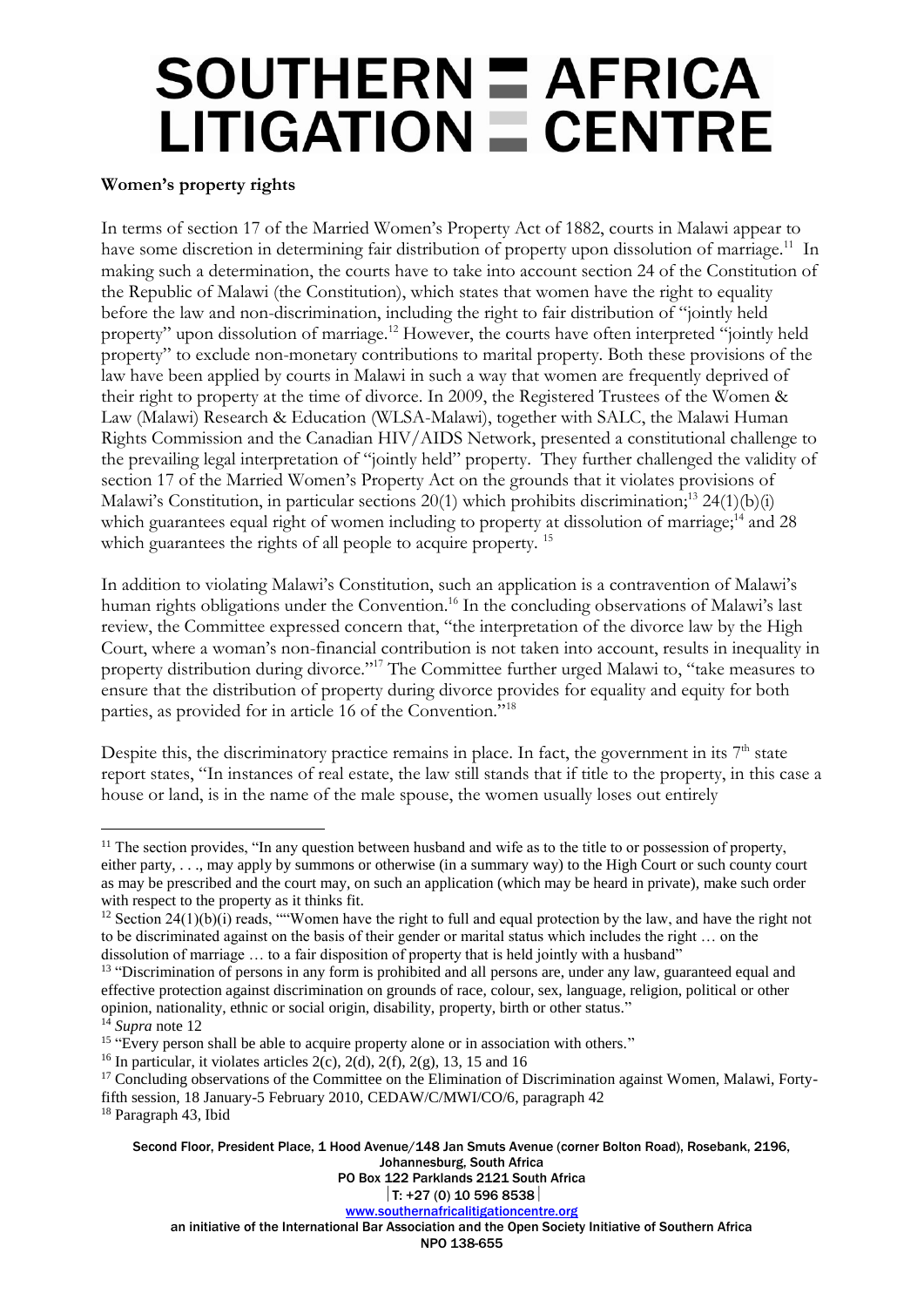**Women's property rights**

In terms of section 17 of the Married Women's Property Act of 1882, courts in Malawi appear to have some discretion in determining fair distribution of property upon dissolution of marriage.[11] In making such a determination, the courts have to take into account section 24 of the Constitution of the Republic of Malawi (the Constitution), which states that women have the right to equality before the law and non-discrimination, including the right to fair distribution of "jointly held property" upon dissolution of marriage.[12] However, the courts have often interpreted "jointly held property" to exclude non-monetary contributions to marital property. Both these provisions of the law have been applied by courts in Malawi in such a way that women are frequently deprived of their right to property at the time of divorce. In 2009, the Registered Trustees of the Women & Law (Malawi) Research & Education (WLSA-Malawi), together with SALC, the Malawi Human Rights Commission and the Canadian HIV/AIDS Network, presented a constitutional challenge to the prevailing legal interpretation of "jointly held" property. They further challenged the validity of section 17 of the Married Women's Property Act on the grounds that it violates provisions of Malawi's Constitution, in particular sections 20(1) which prohibits discrimination;[13] 24(1)(b)(i) which guarantees equal right of women including to property at dissolution of marriage;[14] and 28 which guarantees the rights of all people to acquire property.[15]

In addition to violating Malawi's Constitution, such an application is a contravention of Malawi's human rights obligations under the Convention.[16] In the concluding observations of Malawi's last review, the Committee expressed concern that, "the interpretation of the divorce law by the High Court, where a woman's non-financial contribution is not taken into account, results in inequality in property distribution during divorce."[17] The Committee further urged Malawi to, "take measures to ensure that the distribution of property during divorce provides for equality and equity for both parties, as provided for in article 16 of the Convention."[18]

Despite this, the discriminatory practice remains in place. In fact, the government in its 7th state report states, "In instances of real estate, the law still stands that if title to the property, in this case a house or land, is in the name of the male spouse, the women usually loses out entirely

---

[11] The section provides, "In any question between husband and wife as to the title to or possession of property, either party, . . ., may apply by summons or otherwise (in a summary way) to the High Court or such county court as may be prescribed and the court may, on such an application (which may be heard in private), make such order with respect to the property as it thinks fit.

[12] Section 24(1)(b)(i) reads, ""Women have the right to full and equal protection by the law, and have the right not to be discriminated against on the basis of their gender or marital status which includes the right … on the dissolution of marriage … to a fair disposition of property that is held jointly with a husband"

[13] "Discrimination of persons in any form is prohibited and all persons are, under any law, guaranteed equal and effective protection against discrimination on grounds of race, colour, sex, language, religion, political or other opinion, nationality, ethnic or social origin, disability, property, birth or other status."

[14] *Supra* note 12

[15] "Every person shall be able to acquire property alone or in association with others."

[16] In particular, it violates articles 2(c), 2(d), 2(f), 2(g), 13, 15 and 16

[17] Concluding observations of the Committee on the Elimination of Discrimination against Women, Malawi, Forty-fifth session, 18 January-5 February 2010, CEDAW/C/MWI/CO/6, paragraph 42

[18] Paragraph 43, Ibid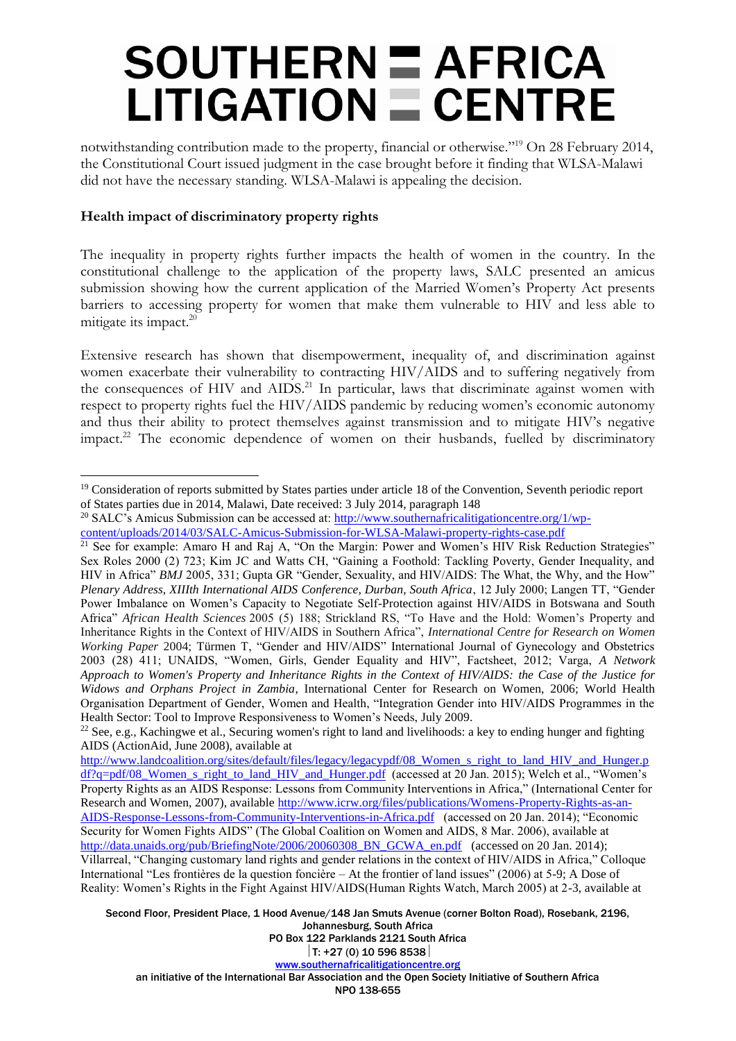notwithstanding contribution made to the property, financial or otherwise."[19] On 28 February 2014, the Constitutional Court issued judgment in the case brought before it finding that WLSA-Malawi did not have the necessary standing. WLSA-Malawi is appealing the decision.

**Health impact of discriminatory property rights**

The inequality in property rights further impacts the health of women in the country. In the constitutional challenge to the application of the property laws, SALC presented an amicus submission showing how the current application of the Married Women's Property Act presents barriers to accessing property for women that make them vulnerable to HIV and less able to mitigate its impact.[20]

Extensive research has shown that disempowerment, inequality of, and discrimination against women exacerbate their vulnerability to contracting HIV/AIDS and to suffering negatively from the consequences of HIV and AIDS.[21] In particular, laws that discriminate against women with respect to property rights fuel the HIV/AIDS pandemic by reducing women's economic autonomy and thus their ability to protect themselves against transmission and to mitigate HIV's negative impact.[22] The economic dependence of women on their husbands, fuelled by discriminatory

---

[19] Consideration of reports submitted by States parties under article 18 of the Convention, Seventh periodic report of States parties due in 2014, Malawi, Date received: 3 July 2014, paragraph 148

[20] SALC's Amicus Submission can be accessed at: http://www.southernafricalitigationcentre.org/1/wp-content/uploads/2014/03/SALC-Amicus-Submission-for-WLSA-Malawi-property-rights-case.pdf

[21] See for example: Amaro H and Raj A, "On the Margin: Power and Women's HIV Risk Reduction Strategies" Sex Roles 2000 (2) 723; Kim JC and Watts CH, "Gaining a Foothold: Tackling Poverty, Gender Inequality, and HIV in Africa" *BMJ* 2005, 331; Gupta GR "Gender, Sexuality, and HIV/AIDS: The What, the Why, and the How" *Plenary Address, XIIIth International AIDS Conference, Durban, South Africa*, 12 July 2000; Langen TT, "Gender Power Imbalance on Women's Capacity to Negotiate Self-Protection against HIV/AIDS in Botswana and South Africa" *African Health Sciences* 2005 (5) 188; Strickland RS, "To Have and the Hold: Women's Property and Inheritance Rights in the Context of HIV/AIDS in Southern Africa", *International Centre for Research on Women Working Paper* 2004; Türmen T, "Gender and HIV/AIDS" International Journal of Gynecology and Obstetrics 2003 (28) 411; UNAIDS, "Women, Girls, Gender Equality and HIV", Factsheet, 2012; Varga, *A Network Approach to Women's Property and Inheritance Rights in the Context of HIV/AIDS: the Case of the Justice for Widows and Orphans Project in Zambia*, International Center for Research on Women, 2006; World Health Organisation Department of Gender, Women and Health, "Integration Gender into HIV/AIDS Programmes in the Health Sector: Tool to Improve Responsiveness to Women's Needs, July 2009.

[22] See, e.g., Kachingwe et al., Securing women's right to land and livelihoods: a key to ending hunger and fighting AIDS (ActionAid, June 2008), available at http://www.landcoalition.org/sites/default/files/legacy/legacypdf/08_Women_s_right_to_land_HIV_and_Hunger.pdf?q=pdf/08_Women_s_right_to_land_HIV_and_Hunger.pdf (accessed at 20 Jan. 2015); Welch et al., "Women's Property Rights as an AIDS Response: Lessons from Community Interventions in Africa," (International Center for Research and Women, 2007), available http://www.icrw.org/files/publications/Womens-Property-Rights-as-an-AIDS-Response-Lessons-from-Community-Interventions-in-Africa.pdf (accessed on 20 Jan. 2014); "Economic Security for Women Fights AIDS" (The Global Coalition on Women and AIDS, 8 Mar. 2006), available at http://data.unaids.org/pub/BriefingNote/2006/20060308_BN_GCWA_en.pdf (accessed on 20 Jan. 2014); Villarreal, "Changing customary land rights and gender relations in the context of HIV/AIDS in Africa," Colloque International "Les frontières de la question foncière – At the frontier of land issues" (2006) at 5-9; A Dose of Reality: Women's Rights in the Fight Against HIV/AIDS(Human Rights Watch, March 2005) at 2-3, available at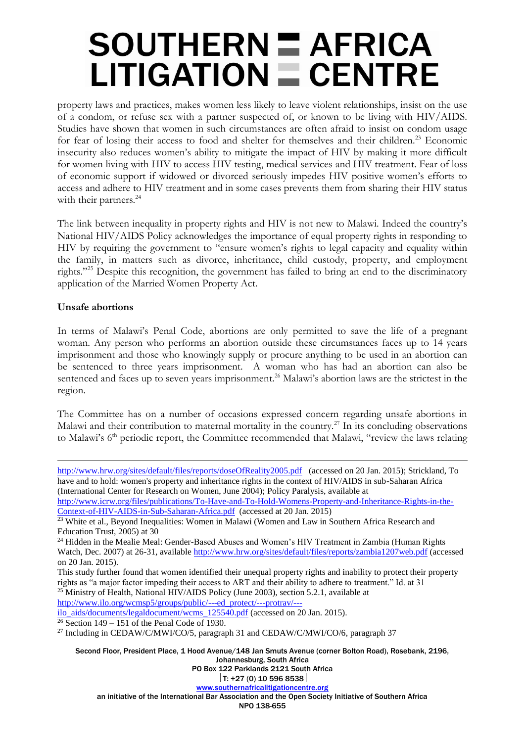property laws and practices, makes women less likely to leave violent relationships, insist on the use of a condom, or refuse sex with a partner suspected of, or known to be living with HIV/AIDS. Studies have shown that women in such circumstances are often afraid to insist on condom usage for fear of losing their access to food and shelter for themselves and their children.[23] Economic insecurity also reduces women's ability to mitigate the impact of HIV by making it more difficult for women living with HIV to access HIV testing, medical services and HIV treatment. Fear of loss of economic support if widowed or divorced seriously impedes HIV positive women's efforts to access and adhere to HIV treatment and in some cases prevents them from sharing their HIV status with their partners.[24]

The link between inequality in property rights and HIV is not new to Malawi. Indeed the country's National HIV/AIDS Policy acknowledges the importance of equal property rights in responding to HIV by requiring the government to "ensure women's rights to legal capacity and equality within the family, in matters such as divorce, inheritance, child custody, property, and employment rights."[25] Despite this recognition, the government has failed to bring an end to the discriminatory application of the Married Women Property Act.

**Unsafe abortions**

In terms of Malawi's Penal Code, abortions are only permitted to save the life of a pregnant woman. Any person who performs an abortion outside these circumstances faces up to 14 years imprisonment and those who knowingly supply or procure anything to be used in an abortion can be sentenced to three years imprisonment. A woman who has had an abortion can also be sentenced and faces up to seven years imprisonment.[26] Malawi's abortion laws are the strictest in the region.

The Committee has on a number of occasions expressed concern regarding unsafe abortions in Malawi and their contribution to maternal mortality in the country.[27] In its concluding observations to Malawi's 6th periodic report, the Committee recommended that Malawi, "review the laws relating

---

http://www.hrw.org/sites/default/files/reports/doseOfReality2005.pdf (accessed on 20 Jan. 2015); Strickland, To have and to hold: women's property and inheritance rights in the context of HIV/AIDS in sub-Saharan Africa (International Center for Research on Women, June 2004); Policy Paralysis, available at http://www.icrw.org/files/publications/To-Have-and-To-Hold-Womens-Property-and-Inheritance-Rights-in-the-Context-of-HIV-AIDS-in-Sub-Saharan-Africa.pdf (accessed at 20 Jan. 2015)

[23] White et al., Beyond Inequalities: Women in Malawi (Women and Law in Southern Africa Research and Education Trust, 2005) at 30

[24] Hidden in the Mealie Meal: Gender-Based Abuses and Women's HIV Treatment in Zambia (Human Rights Watch, Dec. 2007) at 26-31, available http://www.hrw.org/sites/default/files/reports/zambia1207web.pdf (accessed on 20 Jan. 2015).
This study further found that women identified their unequal property rights and inability to protect their property rights as "a major factor impeding their access to ART and their ability to adhere to treatment." Id. at 31

[25] Ministry of Health, National HIV/AIDS Policy (June 2003), section 5.2.1, available at http://www.ilo.org/wcmsp5/groups/public/---ed_protect/---protrav/---ilo_aids/documents/legaldocument/wcms_125540.pdf (accessed on 20 Jan. 2015).

[26] Section 149 – 151 of the Penal Code of 1930.

[27] Including in CEDAW/C/MWI/CO/5, paragraph 31 and CEDAW/C/MWI/CO/6, paragraph 37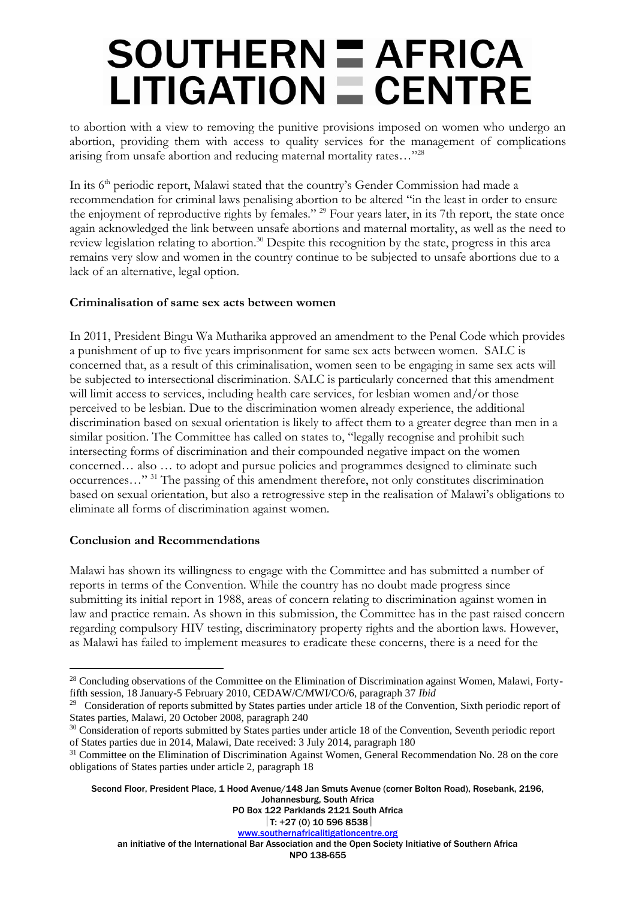to abortion with a view to removing the punitive provisions imposed on women who undergo an abortion, providing them with access to quality services for the management of complications arising from unsafe abortion and reducing maternal mortality rates…"[28]

In its 6th periodic report, Malawi stated that the country's Gender Commission had made a recommendation for criminal laws penalising abortion to be altered "in the least in order to ensure the enjoyment of reproductive rights by females." [29] Four years later, in its 7th report, the state once again acknowledged the link between unsafe abortions and maternal mortality, as well as the need to review legislation relating to abortion.[30] Despite this recognition by the state, progress in this area remains very slow and women in the country continue to be subjected to unsafe abortions due to a lack of an alternative, legal option.

**Criminalisation of same sex acts between women**

In 2011, President Bingu Wa Mutharika approved an amendment to the Penal Code which provides a punishment of up to five years imprisonment for same sex acts between women. SALC is concerned that, as a result of this criminalisation, women seen to be engaging in same sex acts will be subjected to intersectional discrimination. SALC is particularly concerned that this amendment will limit access to services, including health care services, for lesbian women and/or those perceived to be lesbian. Due to the discrimination women already experience, the additional discrimination based on sexual orientation is likely to affect them to a greater degree than men in a similar position. The Committee has called on states to, "legally recognise and prohibit such intersecting forms of discrimination and their compounded negative impact on the women concerned… also … to adopt and pursue policies and programmes designed to eliminate such occurrences…" [31] The passing of this amendment therefore, not only constitutes discrimination based on sexual orientation, but also a retrogressive step in the realisation of Malawi's obligations to eliminate all forms of discrimination against women.

**Conclusion and Recommendations**

Malawi has shown its willingness to engage with the Committee and has submitted a number of reports in terms of the Convention. While the country has no doubt made progress since submitting its initial report in 1988, areas of concern relating to discrimination against women in law and practice remain. As shown in this submission, the Committee has in the past raised concern regarding compulsory HIV testing, discriminatory property rights and the abortion laws. However, as Malawi has failed to implement measures to eradicate these concerns, there is a need for the

---

[28] Concluding observations of the Committee on the Elimination of Discrimination against Women, Malawi, Forty-fifth session, 18 January-5 February 2010, CEDAW/C/MWI/CO/6, paragraph 37 *Ibid*

[29] Consideration of reports submitted by States parties under article 18 of the Convention, Sixth periodic report of States parties, Malawi, 20 October 2008, paragraph 240

[30] Consideration of reports submitted by States parties under article 18 of the Convention, Seventh periodic report of States parties due in 2014, Malawi, Date received: 3 July 2014, paragraph 180

[31] Committee on the Elimination of Discrimination Against Women, General Recommendation No. 28 on the core obligations of States parties under article 2, paragraph 18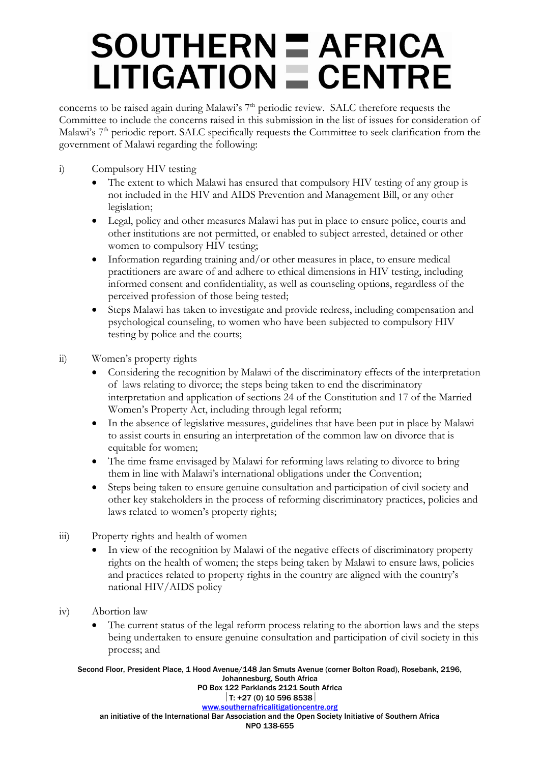concerns to be raised again during Malawi's 7th periodic review. SALC therefore requests the Committee to include the concerns raised in this submission in the list of issues for consideration of Malawi's 7th periodic report. SALC specifically requests the Committee to seek clarification from the government of Malawi regarding the following:

i) Compulsory HIV testing
   - The extent to which Malawi has ensured that compulsory HIV testing of any group is not included in the HIV and AIDS Prevention and Management Bill, or any other legislation;
   - Legal, policy and other measures Malawi has put in place to ensure police, courts and other institutions are not permitted, or enabled to subject arrested, detained or other women to compulsory HIV testing;
   - Information regarding training and/or other measures in place, to ensure medical practitioners are aware of and adhere to ethical dimensions in HIV testing, including informed consent and confidentiality, as well as counseling options, regardless of the perceived profession of those being tested;
   - Steps Malawi has taken to investigate and provide redress, including compensation and psychological counseling, to women who have been subjected to compulsory HIV testing by police and the courts;

ii) Women's property rights
   - Considering the recognition by Malawi of the discriminatory effects of the interpretation of laws relating to divorce; the steps being taken to end the discriminatory interpretation and application of sections 24 of the Constitution and 17 of the Married Women's Property Act, including through legal reform;
   - In the absence of legislative measures, guidelines that have been put in place by Malawi to assist courts in ensuring an interpretation of the common law on divorce that is equitable for women;
   - The time frame envisaged by Malawi for reforming laws relating to divorce to bring them in line with Malawi's international obligations under the Convention;
   - Steps being taken to ensure genuine consultation and participation of civil society and other key stakeholders in the process of reforming discriminatory practices, policies and laws related to women's property rights;

iii) Property rights and health of women
   - In view of the recognition by Malawi of the negative effects of discriminatory property rights on the health of women; the steps being taken by Malawi to ensure laws, policies and practices related to property rights in the country are aligned with the country's national HIV/AIDS policy

iv) Abortion law
   - The current status of the legal reform process relating to the abortion laws and the steps being undertaken to ensure genuine consultation and participation of civil society in this process; and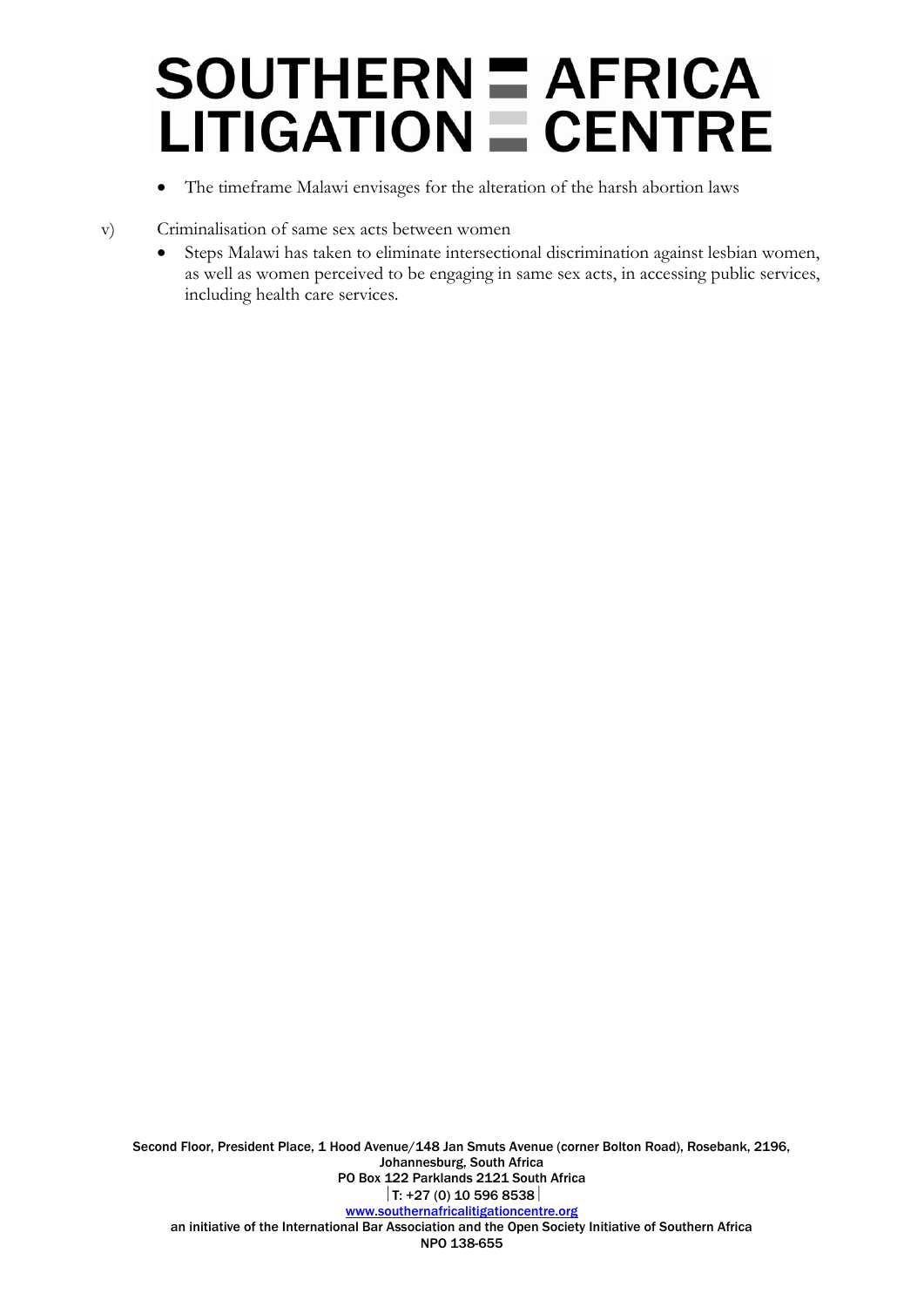- The timeframe Malawi envisages for the alteration of the harsh abortion laws

v) Criminalisation of same sex acts between women

- Steps Malawi has taken to eliminate intersectional discrimination against lesbian women, as well as women perceived to be engaging in same sex acts, in accessing public services, including health care services.